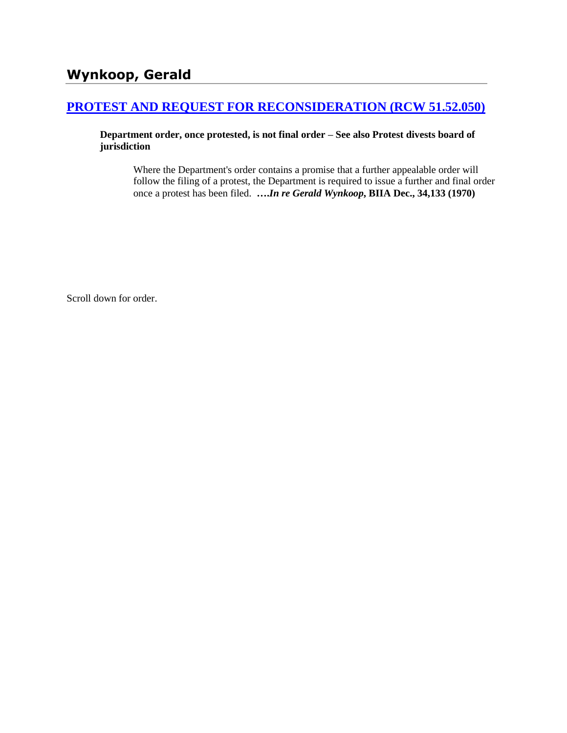## Wynkoop, Gerald

### [PROTEST AND REQUEST FOR RECONSIDERATION (RCW 51.52.050)]

**Department order, once protested, is not final order – See also Protest divests board of jurisdiction**

> Where the Department's order contains a promise that a further appealable order will follow the filing of a protest, the Department is required to issue a further and final order once a protest has been filed. ***….In re Gerald Wynkoop*, BIIA Dec., 34,133 (1970)**

Scroll down for order.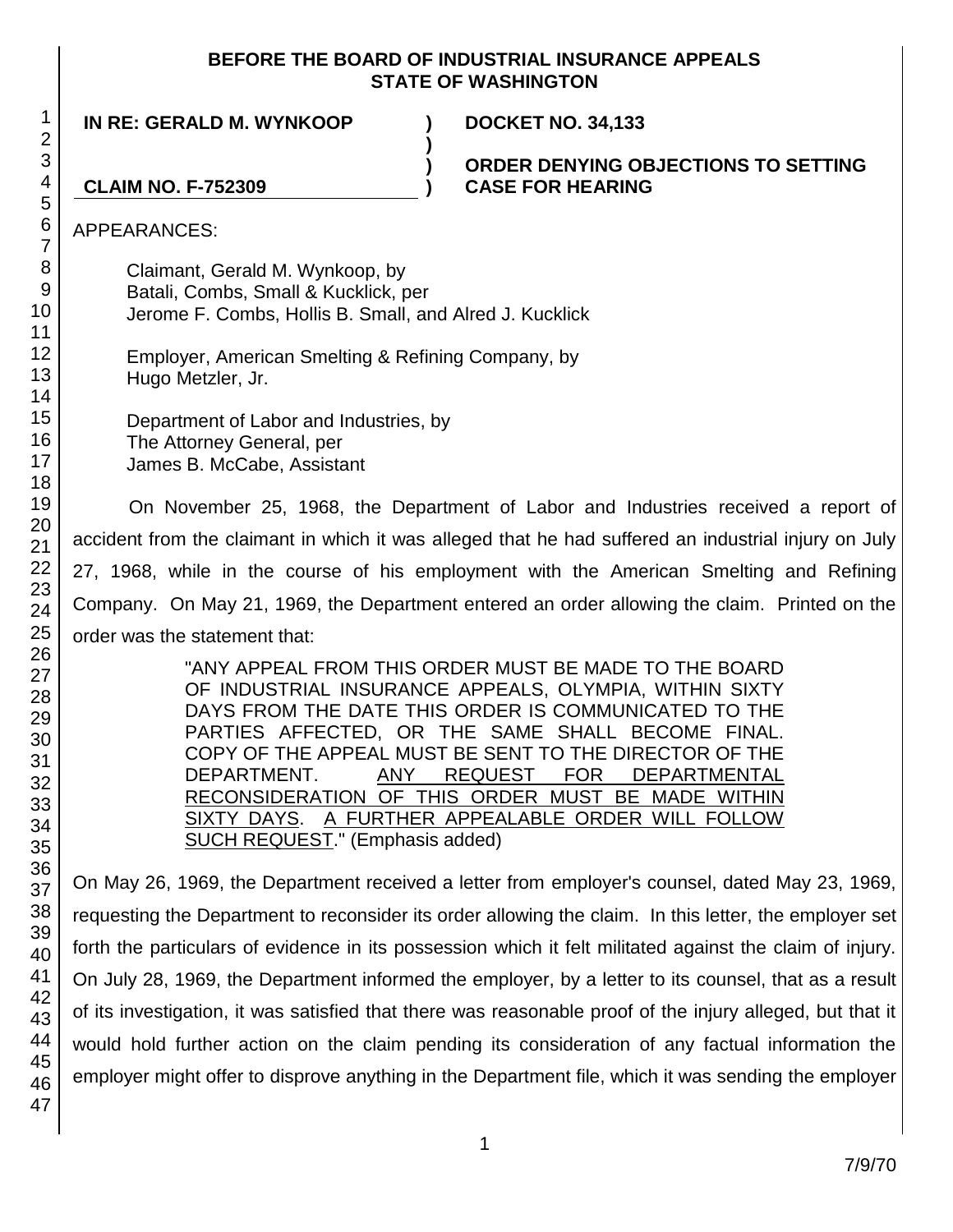**BEFORE THE BOARD OF INDUSTRIAL INSURANCE APPEALS**
**STATE OF WASHINGTON**

| | | |
|---|---|---|
| **IN RE: GERALD M. WYNKOOP** | **)** | **DOCKET NO. 34,133** |
| | **)** | |
| | **)** | **ORDER DENYING OBJECTIONS TO SETTING** |
| **CLAIM NO. F-752309** | **)** | **CASE FOR HEARING** |

APPEARANCES:

Claimant, Gerald M. Wynkoop, by
Batali, Combs, Small & Kucklick, per
Jerome F. Combs, Hollis B. Small, and Alred J. Kucklick

Employer, American Smelting & Refining Company, by
Hugo Metzler, Jr.

Department of Labor and Industries, by
The Attorney General, per
James B. McCabe, Assistant

On November 25, 1968, the Department of Labor and Industries received a report of accident from the claimant in which it was alleged that he had suffered an industrial injury on July 27, 1968, while in the course of his employment with the American Smelting and Refining Company. On May 21, 1969, the Department entered an order allowing the claim. Printed on the order was the statement that:

> "ANY APPEAL FROM THIS ORDER MUST BE MADE TO THE BOARD OF INDUSTRIAL INSURANCE APPEALS, OLYMPIA, WITHIN SIXTY DAYS FROM THE DATE THIS ORDER IS COMMUNICATED TO THE PARTIES AFFECTED, OR THE SAME SHALL BECOME FINAL. COPY OF THE APPEAL MUST BE SENT TO THE DIRECTOR OF THE DEPARTMENT. <u>ANY REQUEST FOR DEPARTMENTAL RECONSIDERATION OF THIS ORDER MUST BE MADE WITHIN SIXTY DAYS</u>. <u>A FURTHER APPEALABLE ORDER WILL FOLLOW SUCH REQUEST</u>." (Emphasis added)

On May 26, 1969, the Department received a letter from employer's counsel, dated May 23, 1969, requesting the Department to reconsider its order allowing the claim. In this letter, the employer set forth the particulars of evidence in its possession which it felt militated against the claim of injury. On July 28, 1969, the Department informed the employer, by a letter to its counsel, that as a result of its investigation, it was satisfied that there was reasonable proof of the injury alleged, but that it would hold further action on the claim pending its consideration of any factual information the employer might offer to disprove anything in the Department file, which it was sending the employer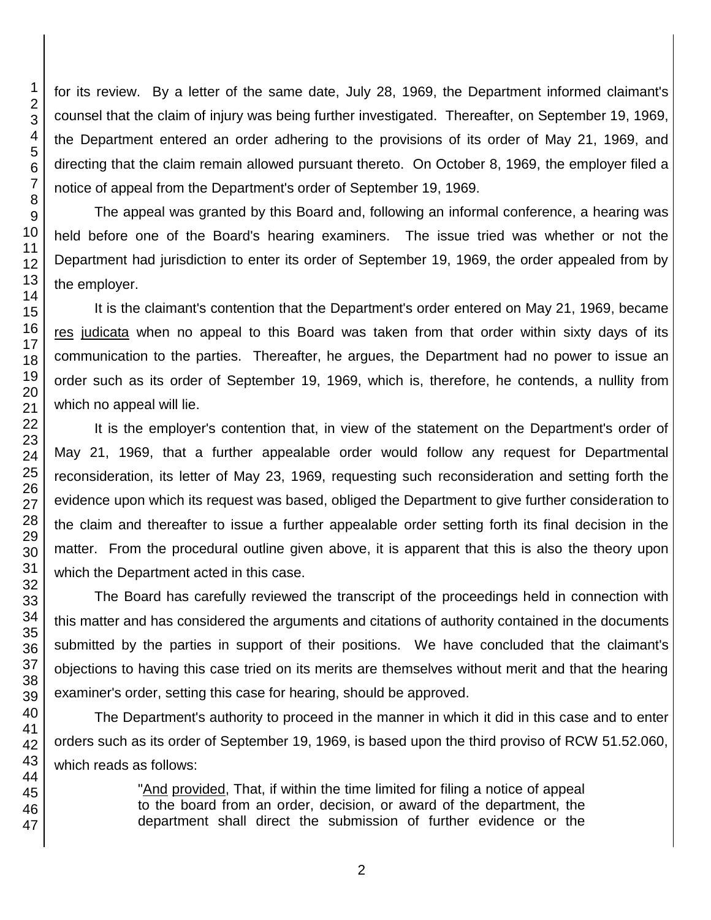for its review. By a letter of the same date, July 28, 1969, the Department informed claimant's counsel that the claim of injury was being further investigated. Thereafter, on September 19, 1969, the Department entered an order adhering to the provisions of its order of May 21, 1969, and directing that the claim remain allowed pursuant thereto. On October 8, 1969, the employer filed a notice of appeal from the Department's order of September 19, 1969.

The appeal was granted by this Board and, following an informal conference, a hearing was held before one of the Board's hearing examiners. The issue tried was whether or not the Department had jurisdiction to enter its order of September 19, 1969, the order appealed from by the employer.

It is the claimant's contention that the Department's order entered on May 21, 1969, became res judicata when no appeal to this Board was taken from that order within sixty days of its communication to the parties. Thereafter, he argues, the Department had no power to issue an order such as its order of September 19, 1969, which is, therefore, he contends, a nullity from which no appeal will lie.

It is the employer's contention that, in view of the statement on the Department's order of May 21, 1969, that a further appealable order would follow any request for Departmental reconsideration, its letter of May 23, 1969, requesting such reconsideration and setting forth the evidence upon which its request was based, obliged the Department to give further consideration to the claim and thereafter to issue a further appealable order setting forth its final decision in the matter. From the procedural outline given above, it is apparent that this is also the theory upon which the Department acted in this case.

The Board has carefully reviewed the transcript of the proceedings held in connection with this matter and has considered the arguments and citations of authority contained in the documents submitted by the parties in support of their positions. We have concluded that the claimant's objections to having this case tried on its merits are themselves without merit and that the hearing examiner's order, setting this case for hearing, should be approved.

The Department's authority to proceed in the manner in which it did in this case and to enter orders such as its order of September 19, 1969, is based upon the third proviso of RCW 51.52.060, which reads as follows:

> "And provided, That, if within the time limited for filing a notice of appeal to the board from an order, decision, or award of the department, the department shall direct the submission of further evidence or the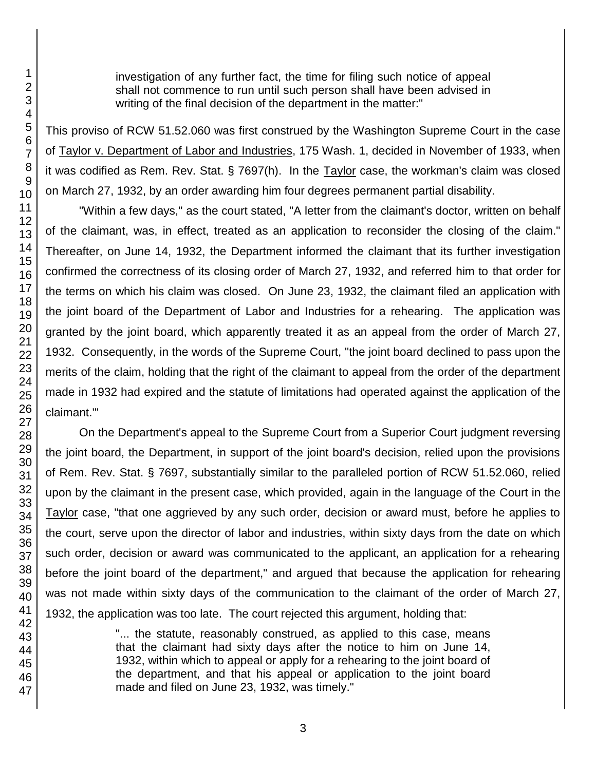> investigation of any further fact, the time for filing such notice of appeal shall not commence to run until such person shall have been advised in writing of the final decision of the department in the matter:"

This proviso of RCW 51.52.060 was first construed by the Washington Supreme Court in the case of Taylor v. Department of Labor and Industries, 175 Wash. 1, decided in November of 1933, when it was codified as Rem. Rev. Stat. § 7697(h). In the Taylor case, the workman's claim was closed on March 27, 1932, by an order awarding him four degrees permanent partial disability.

"Within a few days," as the court stated, "A letter from the claimant's doctor, written on behalf of the claimant, was, in effect, treated as an application to reconsider the closing of the claim." Thereafter, on June 14, 1932, the Department informed the claimant that its further investigation confirmed the correctness of its closing order of March 27, 1932, and referred him to that order for the terms on which his claim was closed. On June 23, 1932, the claimant filed an application with the joint board of the Department of Labor and Industries for a rehearing. The application was granted by the joint board, which apparently treated it as an appeal from the order of March 27, 1932. Consequently, in the words of the Supreme Court, "the joint board declined to pass upon the merits of the claim, holding that the right of the claimant to appeal from the order of the department made in 1932 had expired and the statute of limitations had operated against the application of the claimant.'"

On the Department's appeal to the Supreme Court from a Superior Court judgment reversing the joint board, the Department, in support of the joint board's decision, relied upon the provisions of Rem. Rev. Stat. § 7697, substantially similar to the paralleled portion of RCW 51.52.060, relied upon by the claimant in the present case, which provided, again in the language of the Court in the Taylor case, "that one aggrieved by any such order, decision or award must, before he applies to the court, serve upon the director of labor and industries, within sixty days from the date on which such order, decision or award was communicated to the applicant, an application for a rehearing before the joint board of the department," and argued that because the application for rehearing was not made within sixty days of the communication to the claimant of the order of March 27, 1932, the application was too late. The court rejected this argument, holding that:

> "... the statute, reasonably construed, as applied to this case, means that the claimant had sixty days after the notice to him on June 14, 1932, within which to appeal or apply for a rehearing to the joint board of the department, and that his appeal or application to the joint board made and filed on June 23, 1932, was timely."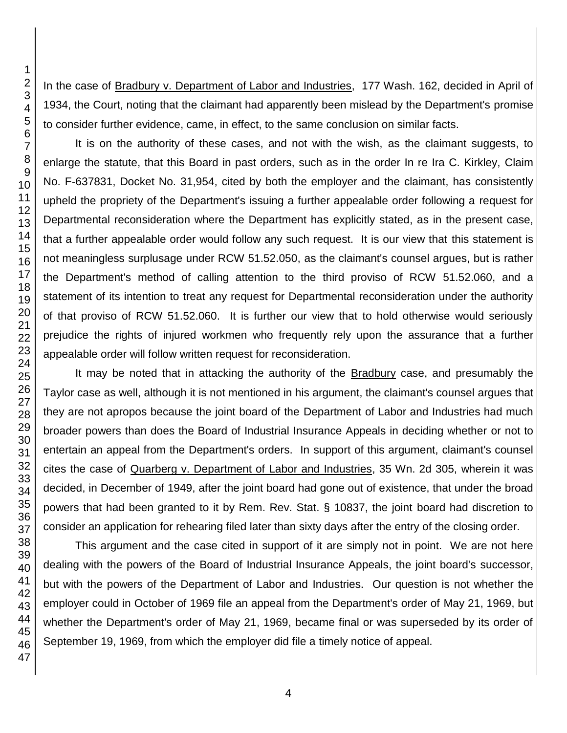In the case of Bradbury v. Department of Labor and Industries, 177 Wash. 162, decided in April of 1934, the Court, noting that the claimant had apparently been mislead by the Department's promise to consider further evidence, came, in effect, to the same conclusion on similar facts.

It is on the authority of these cases, and not with the wish, as the claimant suggests, to enlarge the statute, that this Board in past orders, such as in the order In re Ira C. Kirkley, Claim No. F-637831, Docket No. 31,954, cited by both the employer and the claimant, has consistently upheld the propriety of the Department's issuing a further appealable order following a request for Departmental reconsideration where the Department has explicitly stated, as in the present case, that a further appealable order would follow any such request. It is our view that this statement is not meaningless surplusage under RCW 51.52.050, as the claimant's counsel argues, but is rather the Department's method of calling attention to the third proviso of RCW 51.52.060, and a statement of its intention to treat any request for Departmental reconsideration under the authority of that proviso of RCW 51.52.060. It is further our view that to hold otherwise would seriously prejudice the rights of injured workmen who frequently rely upon the assurance that a further appealable order will follow written request for reconsideration.

It may be noted that in attacking the authority of the Bradbury case, and presumably the Taylor case as well, although it is not mentioned in his argument, the claimant's counsel argues that they are not apropos because the joint board of the Department of Labor and Industries had much broader powers than does the Board of Industrial Insurance Appeals in deciding whether or not to entertain an appeal from the Department's orders. In support of this argument, claimant's counsel cites the case of Quarberg v. Department of Labor and Industries, 35 Wn. 2d 305, wherein it was decided, in December of 1949, after the joint board had gone out of existence, that under the broad powers that had been granted to it by Rem. Rev. Stat. § 10837, the joint board had discretion to consider an application for rehearing filed later than sixty days after the entry of the closing order.

This argument and the case cited in support of it are simply not in point. We are not here dealing with the powers of the Board of Industrial Insurance Appeals, the joint board's successor, but with the powers of the Department of Labor and Industries. Our question is not whether the employer could in October of 1969 file an appeal from the Department's order of May 21, 1969, but whether the Department's order of May 21, 1969, became final or was superseded by its order of September 19, 1969, from which the employer did file a timely notice of appeal.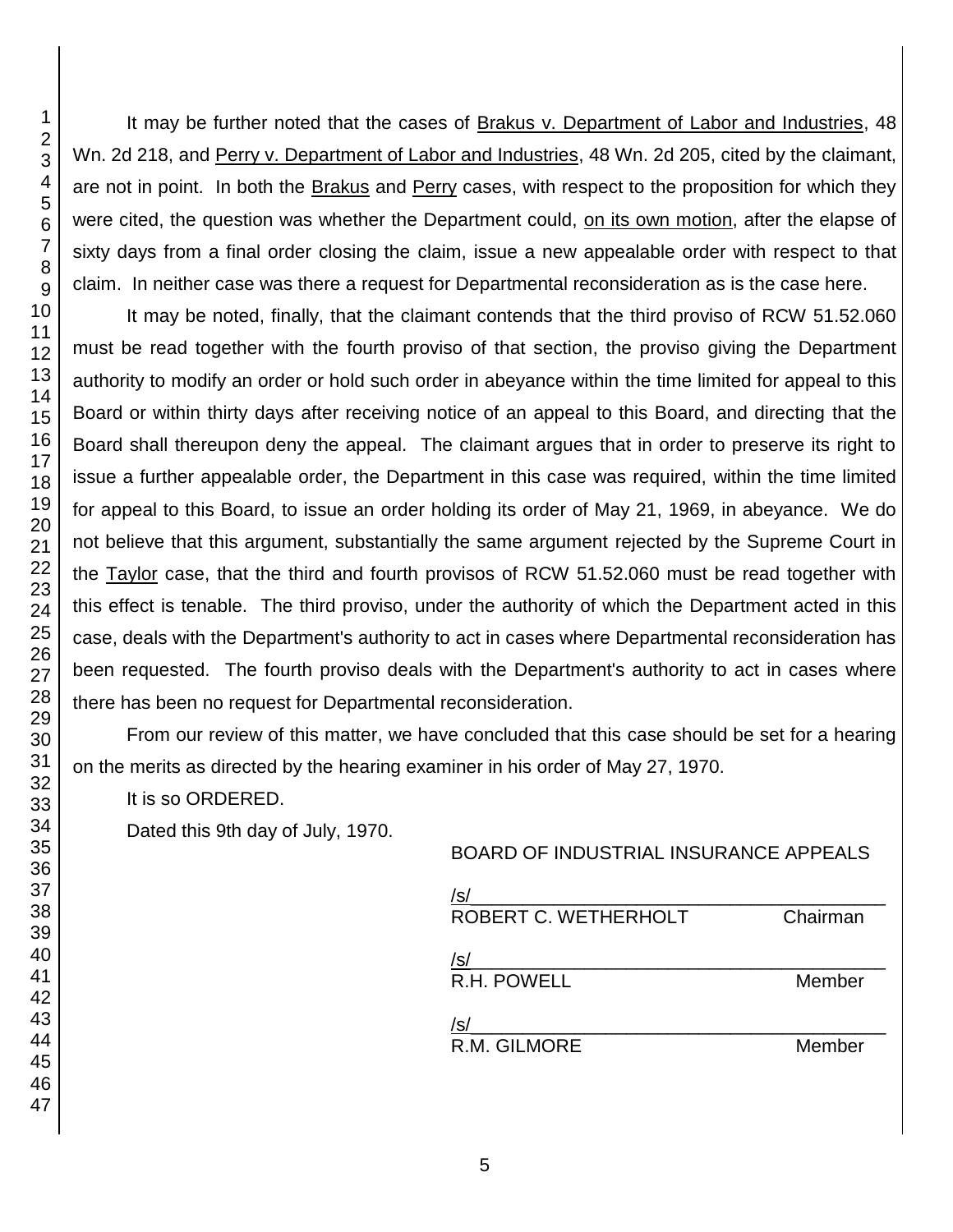It may be further noted that the cases of Brakus v. Department of Labor and Industries, 48 Wn. 2d 218, and Perry v. Department of Labor and Industries, 48 Wn. 2d 205, cited by the claimant, are not in point. In both the Brakus and Perry cases, with respect to the proposition for which they were cited, the question was whether the Department could, on its own motion, after the elapse of sixty days from a final order closing the claim, issue a new appealable order with respect to that claim. In neither case was there a request for Departmental reconsideration as is the case here.

It may be noted, finally, that the claimant contends that the third proviso of RCW 51.52.060 must be read together with the fourth proviso of that section, the proviso giving the Department authority to modify an order or hold such order in abeyance within the time limited for appeal to this Board or within thirty days after receiving notice of an appeal to this Board, and directing that the Board shall thereupon deny the appeal. The claimant argues that in order to preserve its right to issue a further appealable order, the Department in this case was required, within the time limited for appeal to this Board, to issue an order holding its order of May 21, 1969, in abeyance. We do not believe that this argument, substantially the same argument rejected by the Supreme Court in the Taylor case, that the third and fourth provisos of RCW 51.52.060 must be read together with this effect is tenable. The third proviso, under the authority of which the Department acted in this case, deals with the Department's authority to act in cases where Departmental reconsideration has been requested. The fourth proviso deals with the Department's authority to act in cases where there has been no request for Departmental reconsideration.

From our review of this matter, we have concluded that this case should be set for a hearing on the merits as directed by the hearing examiner in his order of May 27, 1970.

It is so ORDERED.

Dated this 9th day of July, 1970.

BOARD OF INDUSTRIAL INSURANCE APPEALS

/s/________________________________________
ROBERT C. WETHERHOLT Chairman

/s/________________________________________
R.H. POWELL Member

/s/________________________________________
R.M. GILMORE Member